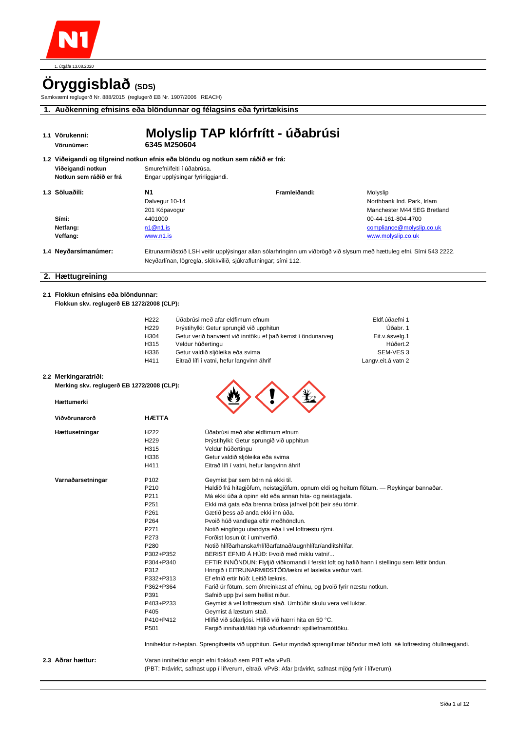1. útgáfa 13.08.2020

# Öryggisblað (SDS)

Samkvæmt reglugerð Nr. 888/2015 (reglugerð EB Nr. 1907/2006 REACH)

## 1. Auðkenning efnisins eða blöndunnar og félagsins eða fyrirtækisins

**1.1 Vörukenni:** **Molyslip TAP klórfrítt - úðabrúsi**

**Vörunúmer:** **6345 M250604**

**1.2 Viðeigandi og tilgreind notkun efnis eða blöndu og notkun sem ráðið er frá:**

**Viðeigandi notkun** Smurefni/feiti í úðabrúsa.

**Notkun sem ráðið er frá** Engar upplýsingar fyrirliggjandi.

| | Söluaðili | Framleiðandi |
|---|---|---|
| **1.3 Söluaðili:** | N1<br>Dalvegur 10-14<br>201 Kópavogur | Molyslip<br>Northbank Ind. Park, Irlam<br>Manchester M44 5EG Bretland |
| **Sími:** | 4401000 | 00-44-161-804-4700 |
| **Netfang:** | n1@n1.is | compliance@molyslip.co.uk |
| **Veffang:** | www.n1.is | www.molyslip.co.uk |

**1.4 Neyðarsímanúmer:** Eitrunarmiðstöð LSH veitir upplýsingar allan sólarhringinn um viðbrögð við slysum með hættuleg efni. Sími 543 2222.
Neyðarlínan, lögregla, slökkvilið, sjúkraflutningar; sími 112.

## 2. Hættugreining

**2.1 Flokkun efnisins eða blöndunnar:**
**Flokkun skv. reglugerð EB 1272/2008 (CLP):**

| | | |
|---|---|---|
| H222 | Úðabrúsi með afar eldfimum efnum | Eldf.úðaefni 1 |
| H229 | Þrýstihylki: Getur sprungið við upphitun | Úðabr. 1 |
| H304 | Getur verið banvænt við inntöku ef það kemst í öndunarveg | Eit.v.ásvelg.1 |
| H315 | Veldur húðertingu | Húðert.2 |
| H336 | Getur valdið sljóleika eða svima | SEM-VES 3 |
| H411 | Eitrað lífi í vatni, hefur langvinn áhrif | Langv.eit.á vatn 2 |

**2.2 Merkingaratriði:**
**Merking skv. reglugerð EB 1272/2008 (CLP):**

**Hættumerki**

**Viðvörunarorð** **HÆTTA**

**Hættusetningar**

| | |
|---|---|
| H222 | Úðabrúsi með afar eldfimum efnum |
| H229 | Þrýstihylki: Getur sprungið við upphitun |
| H315 | Veldur húðertingu |
| H336 | Getur valdið sljóleika eða svima |
| H411 | Eitrað lífi í vatni, hefur langvinn áhrif |

**Varnaðarsetningar**

| | |
|---|---|
| P102 | Geymist þar sem börn ná ekki til. |
| P210 | Haldið frá hitagjöfum, neistagjöfum, opnum eldi og heitum flötum. — Reykingar bannaðar. |
| P211 | Má ekki úða á opinn eld eða annan hita- og neistagjafa. |
| P251 | Ekki má gata eða brenna brúsa jafnvel þótt þeir séu tómir. |
| P261 | Gætið þess að anda ekki inn úða. |
| P264 | Þvoið húð vandlega eftir meðhöndlun. |
| P271 | Notið eingöngu utandyra eða í vel loftræstu rými. |
| P273 | Forðist losun út í umhverfið. |
| P280 | Notið hlífðarhanska/hlífðarfatnað/augnhlífar/andlitshlífar. |
| P302+P352 | BERIST EFNIÐ Á HÚÐ: Þvoið með miklu vatni/... |
| P304+P340 | EFTIR INNÖNDUN: Flytjið viðkomandi í ferskt loft og hafið hann í stellingu sem léttir öndun. |
| P312 | Hringið í EITRUNARMIÐSTÖÐ/lækni ef lasleika verður vart. |
| P332+P313 | Ef efnið ertir húð: Leitið læknis. |
| P362+P364 | Farið úr fötum, sem óhreinkast af efninu, og þvoið fyrir næstu notkun. |
| P391 | Safnið upp því sem hellist niður. |
| P403+P233 | Geymist á vel loftræstum stað. Umbúðir skulu vera vel luktar. |
| P405 | Geymist á læstum stað. |
| P410+P412 | Hlífið við sólarljósi. Hlífið við hærri hita en 50 °C. |
| P501 | Fargið innihaldi/íláti hjá viðurkenndri spilliefnamóttöku. |

Inniheldur n-heptan. Sprengihætta við upphitun. Getur myndað sprengifimar blöndur með lofti, sé loftræsting ófullnægjandi.

**2.3 Aðrar hættur:** Varan inniheldur engin efni flokkuð sem PBT eða vPvB.
(PBT: Þrávirkt, safnast upp í lífverum, eitrað. vPvB: Afar þrávirkt, safnast mjög fyrir í lífverum).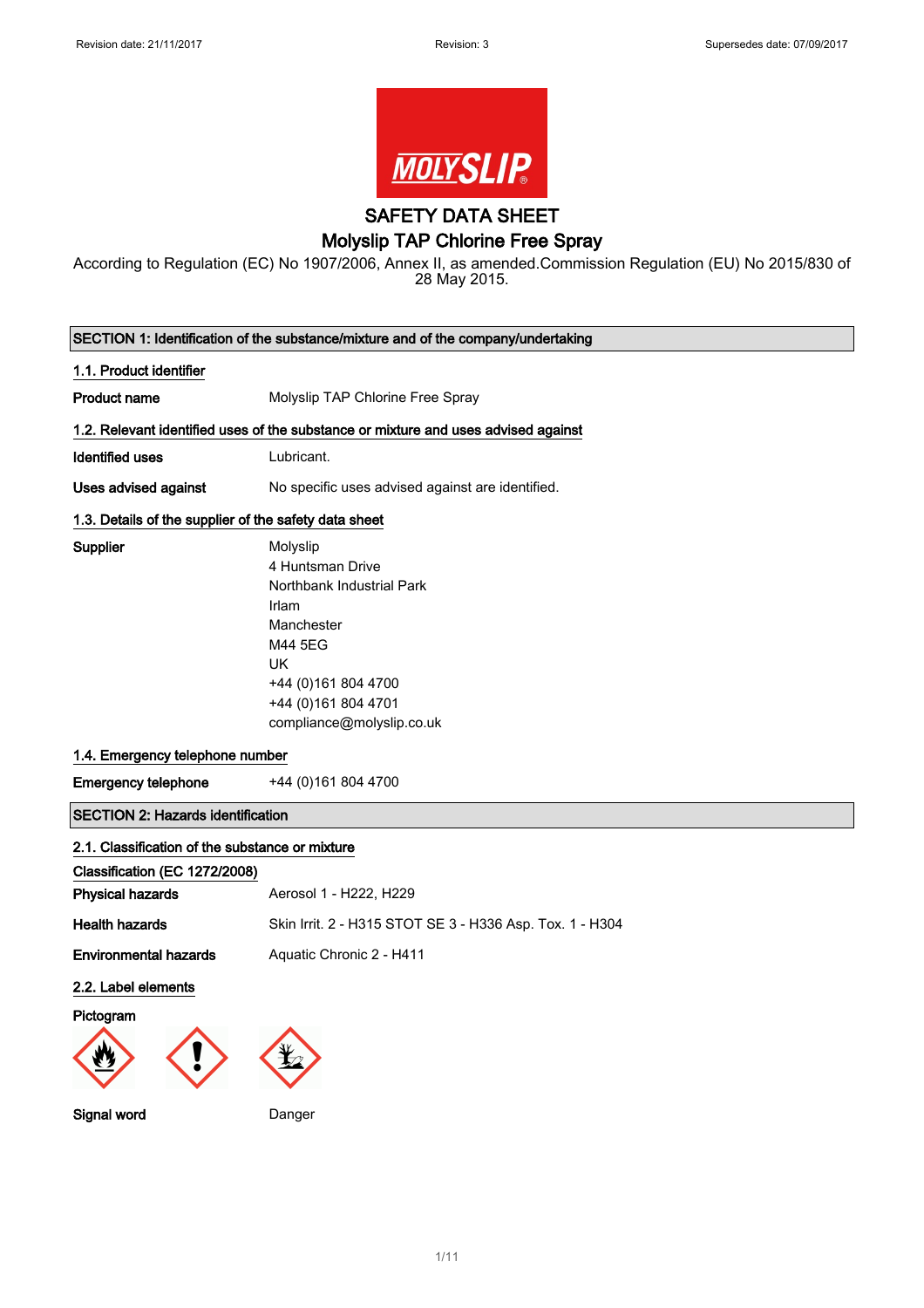# SAFETY DATA SHEET

## Molyslip TAP Chlorine Free Spray

According to Regulation (EC) No 1907/2006, Annex II, as amended.Commission Regulation (EU) No 2015/830 of 28 May 2015.

## SECTION 1: Identification of the substance/mixture and of the company/undertaking

### 1.1. Product identifier

**Product name** Molyslip TAP Chlorine Free Spray

### 1.2. Relevant identified uses of the substance or mixture and uses advised against

**Identified uses** Lubricant.

**Uses advised against** No specific uses advised against are identified.

### 1.3. Details of the supplier of the safety data sheet

**Supplier**

Molyslip
4 Huntsman Drive
Northbank Industrial Park
Irlam
Manchester
M44 5EG
UK
+44 (0)161 804 4700
+44 (0)161 804 4701
compliance@molyslip.co.uk

### 1.4. Emergency telephone number

**Emergency telephone** +44 (0)161 804 4700

## SECTION 2: Hazards identification

### 2.1. Classification of the substance or mixture

**Classification (EC 1272/2008)**

**Physical hazards** Aerosol 1 - H222, H229

**Health hazards** Skin Irrit. 2 - H315 STOT SE 3 - H336 Asp. Tox. 1 - H304

**Environmental hazards** Aquatic Chronic 2 - H411

### 2.2. Label elements

**Pictogram**

**Signal word** Danger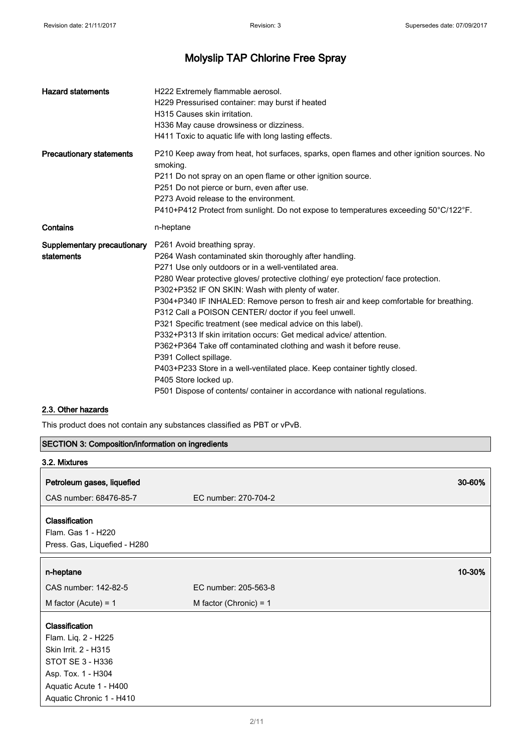| | |
|---|---|
| **Hazard statements** | H222 Extremely flammable aerosol.<br>H229 Pressurised container: may burst if heated<br>H315 Causes skin irritation.<br>H336 May cause drowsiness or dizziness.<br>H411 Toxic to aquatic life with long lasting effects. |
| **Precautionary statements** | P210 Keep away from heat, hot surfaces, sparks, open flames and other ignition sources. No smoking.<br>P211 Do not spray on an open flame or other ignition source.<br>P251 Do not pierce or burn, even after use.<br>P273 Avoid release to the environment.<br>P410+P412 Protect from sunlight. Do not expose to temperatures exceeding 50°C/122°F. |
| **Contains** | n-heptane |
| **Supplementary precautionary statements** | P261 Avoid breathing spray.<br>P264 Wash contaminated skin thoroughly after handling.<br>P271 Use only outdoors or in a well-ventilated area.<br>P280 Wear protective gloves/ protective clothing/ eye protection/ face protection.<br>P302+P352 IF ON SKIN: Wash with plenty of water.<br>P304+P340 IF INHALED: Remove person to fresh air and keep comfortable for breathing.<br>P312 Call a POISON CENTER/ doctor if you feel unwell.<br>P321 Specific treatment (see medical advice on this label).<br>P332+P313 If skin irritation occurs: Get medical advice/ attention.<br>P362+P364 Take off contaminated clothing and wash it before reuse.<br>P391 Collect spillage.<br>P403+P233 Store in a well-ventilated place. Keep container tightly closed.<br>P405 Store locked up.<br>P501 Dispose of contents/ container in accordance with national regulations. |

### 2.3. Other hazards

This product does not contain any substances classified as PBT or vPvB.

## SECTION 3: Composition/information on ingredients

### 3.2. Mixtures

**Petroleum gases, liquefied** — **30-60%**

CAS number: 68476-85-7 EC number: 270-704-2

**Classification**
Flam. Gas 1 - H220
Press. Gas, Liquefied - H280

**n-heptane** — **10-30%**

CAS number: 142-82-5 EC number: 205-563-8

M factor (Acute) = 1 M factor (Chronic) = 1

**Classification**
Flam. Liq. 2 - H225
Skin Irrit. 2 - H315
STOT SE 3 - H336
Asp. Tox. 1 - H304
Aquatic Acute 1 - H400
Aquatic Chronic 1 - H410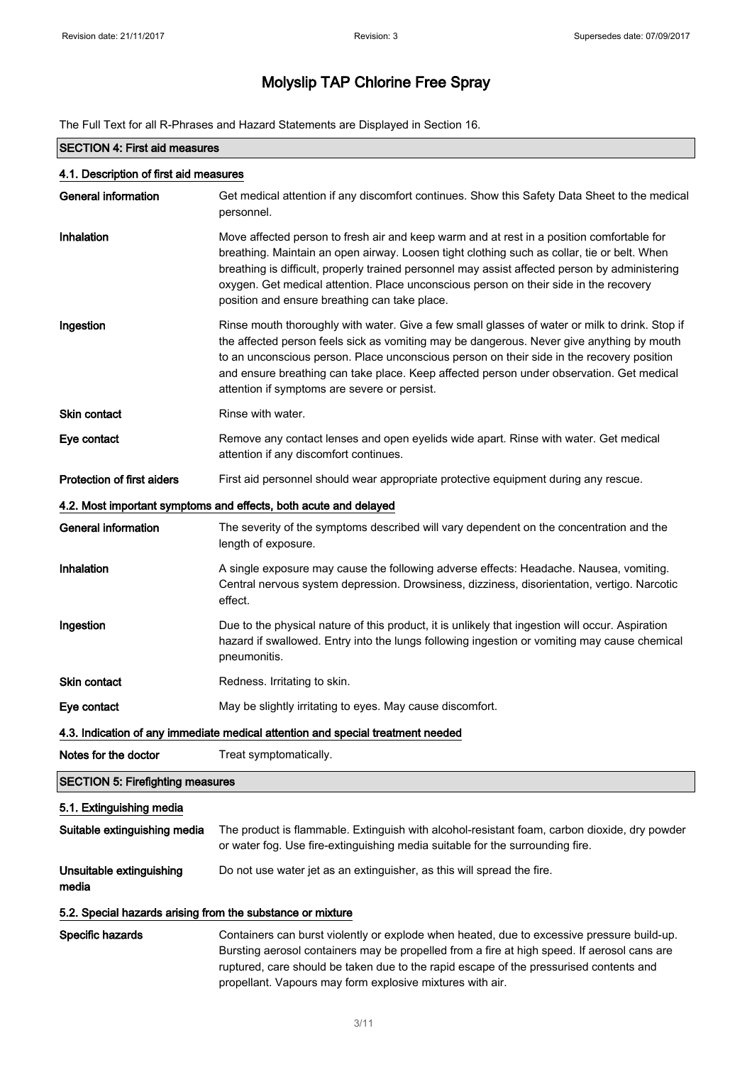# Molyslip TAP Chlorine Free Spray

The Full Text for all R-Phrases and Hazard Statements are Displayed in Section 16.

## SECTION 4: First aid measures

### 4.1. Description of first aid measures

**General information** Get medical attention if any discomfort continues. Show this Safety Data Sheet to the medical personnel.

**Inhalation** Move affected person to fresh air and keep warm and at rest in a position comfortable for breathing. Maintain an open airway. Loosen tight clothing such as collar, tie or belt. When breathing is difficult, properly trained personnel may assist affected person by administering oxygen. Get medical attention. Place unconscious person on their side in the recovery position and ensure breathing can take place.

**Ingestion** Rinse mouth thoroughly with water. Give a few small glasses of water or milk to drink. Stop if the affected person feels sick as vomiting may be dangerous. Never give anything by mouth to an unconscious person. Place unconscious person on their side in the recovery position and ensure breathing can take place. Keep affected person under observation. Get medical attention if symptoms are severe or persist.

**Skin contact** Rinse with water.

**Eye contact** Remove any contact lenses and open eyelids wide apart. Rinse with water. Get medical attention if any discomfort continues.

**Protection of first aiders** First aid personnel should wear appropriate protective equipment during any rescue.

### 4.2. Most important symptoms and effects, both acute and delayed

**General information** The severity of the symptoms described will vary dependent on the concentration and the length of exposure.

**Inhalation** A single exposure may cause the following adverse effects: Headache. Nausea, vomiting. Central nervous system depression. Drowsiness, dizziness, disorientation, vertigo. Narcotic effect.

**Ingestion** Due to the physical nature of this product, it is unlikely that ingestion will occur. Aspiration hazard if swallowed. Entry into the lungs following ingestion or vomiting may cause chemical pneumonitis.

**Skin contact** Redness. Irritating to skin.

**Eye contact** May be slightly irritating to eyes. May cause discomfort.

### 4.3. Indication of any immediate medical attention and special treatment needed

**Notes for the doctor** Treat symptomatically.

## SECTION 5: Firefighting measures

### 5.1. Extinguishing media

**Suitable extinguishing media** The product is flammable. Extinguish with alcohol-resistant foam, carbon dioxide, dry powder or water fog. Use fire-extinguishing media suitable for the surrounding fire.

**Unsuitable extinguishing media** Do not use water jet as an extinguisher, as this will spread the fire.

### 5.2. Special hazards arising from the substance or mixture

**Specific hazards** Containers can burst violently or explode when heated, due to excessive pressure build-up. Bursting aerosol containers may be propelled from a fire at high speed. If aerosol cans are ruptured, care should be taken due to the rapid escape of the pressurised contents and propellant. Vapours may form explosive mixtures with air.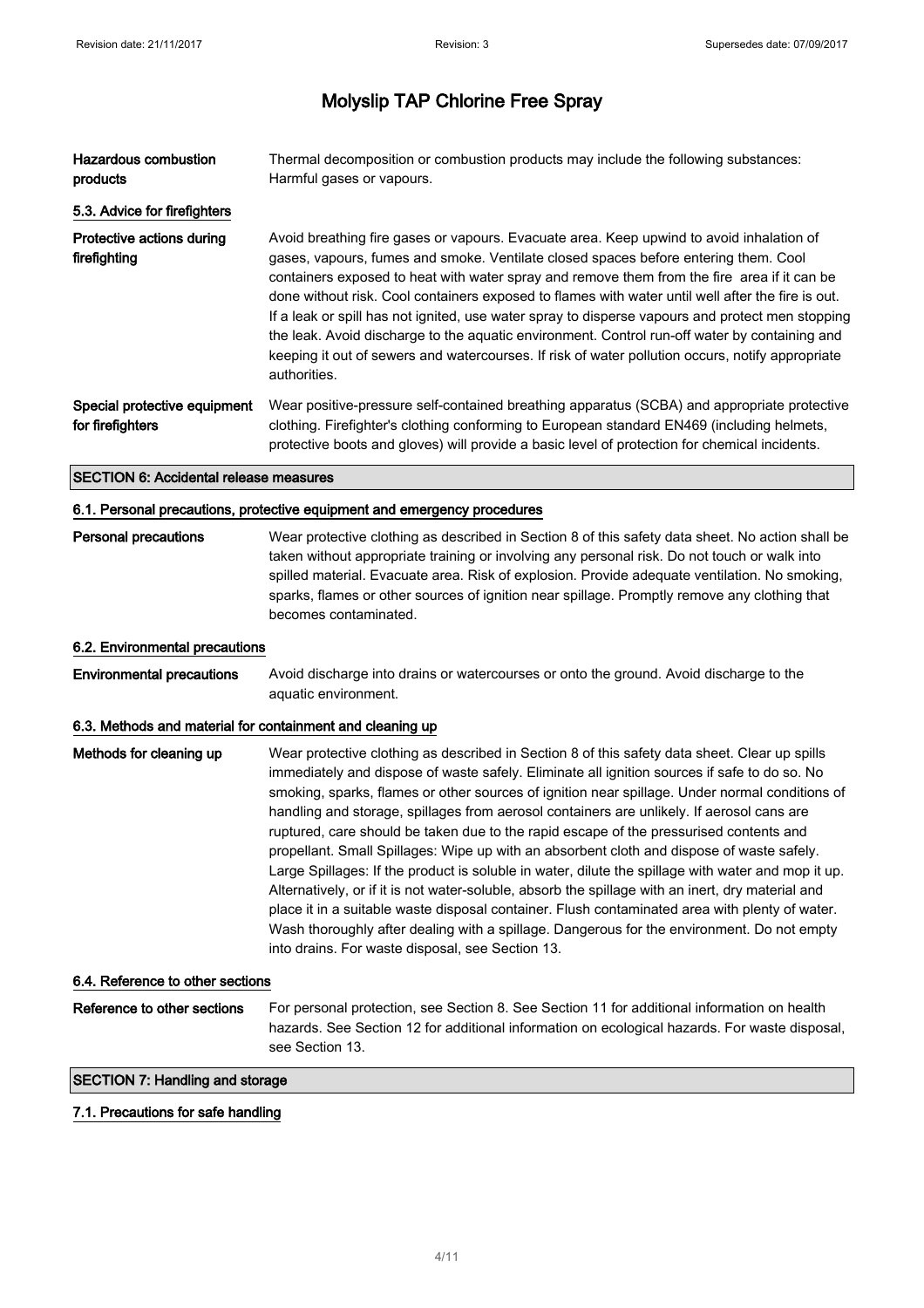| | |
|---|---|
| **Hazardous combustion products** | Thermal decomposition or combustion products may include the following substances: Harmful gases or vapours. |

### 5.3. Advice for firefighters

| | |
|---|---|
| **Protective actions during firefighting** | Avoid breathing fire gases or vapours. Evacuate area. Keep upwind to avoid inhalation of gases, vapours, fumes and smoke. Ventilate closed spaces before entering them. Cool containers exposed to heat with water spray and remove them from the fire area if it can be done without risk. Cool containers exposed to flames with water until well after the fire is out. If a leak or spill has not ignited, use water spray to disperse vapours and protect men stopping the leak. Avoid discharge to the aquatic environment. Control run-off water by containing and keeping it out of sewers and watercourses. If risk of water pollution occurs, notify appropriate authorities. |
| **Special protective equipment for firefighters** | Wear positive-pressure self-contained breathing apparatus (SCBA) and appropriate protective clothing. Firefighter's clothing conforming to European standard EN469 (including helmets, protective boots and gloves) will provide a basic level of protection for chemical incidents. |

## SECTION 6: Accidental release measures

### 6.1. Personal precautions, protective equipment and emergency procedures

| | |
|---|---|
| **Personal precautions** | Wear protective clothing as described in Section 8 of this safety data sheet. No action shall be taken without appropriate training or involving any personal risk. Do not touch or walk into spilled material. Evacuate area. Risk of explosion. Provide adequate ventilation. No smoking, sparks, flames or other sources of ignition near spillage. Promptly remove any clothing that becomes contaminated. |

### 6.2. Environmental precautions

| | |
|---|---|
| **Environmental precautions** | Avoid discharge into drains or watercourses or onto the ground. Avoid discharge to the aquatic environment. |

### 6.3. Methods and material for containment and cleaning up

| | |
|---|---|
| **Methods for cleaning up** | Wear protective clothing as described in Section 8 of this safety data sheet. Clear up spills immediately and dispose of waste safely. Eliminate all ignition sources if safe to do so. No smoking, sparks, flames or other sources of ignition near spillage. Under normal conditions of handling and storage, spillages from aerosol containers are unlikely. If aerosol cans are ruptured, care should be taken due to the rapid escape of the pressurised contents and propellant. Small Spillages: Wipe up with an absorbent cloth and dispose of waste safely. Large Spillages: If the product is soluble in water, dilute the spillage with water and mop it up. Alternatively, or if it is not water-soluble, absorb the spillage with an inert, dry material and place it in a suitable waste disposal container. Flush contaminated area with plenty of water. Wash thoroughly after dealing with a spillage. Dangerous for the environment. Do not empty into drains. For waste disposal, see Section 13. |

### 6.4. Reference to other sections

| | |
|---|---|
| **Reference to other sections** | For personal protection, see Section 8. See Section 11 for additional information on health hazards. See Section 12 for additional information on ecological hazards. For waste disposal, see Section 13. |

## SECTION 7: Handling and storage

### 7.1. Precautions for safe handling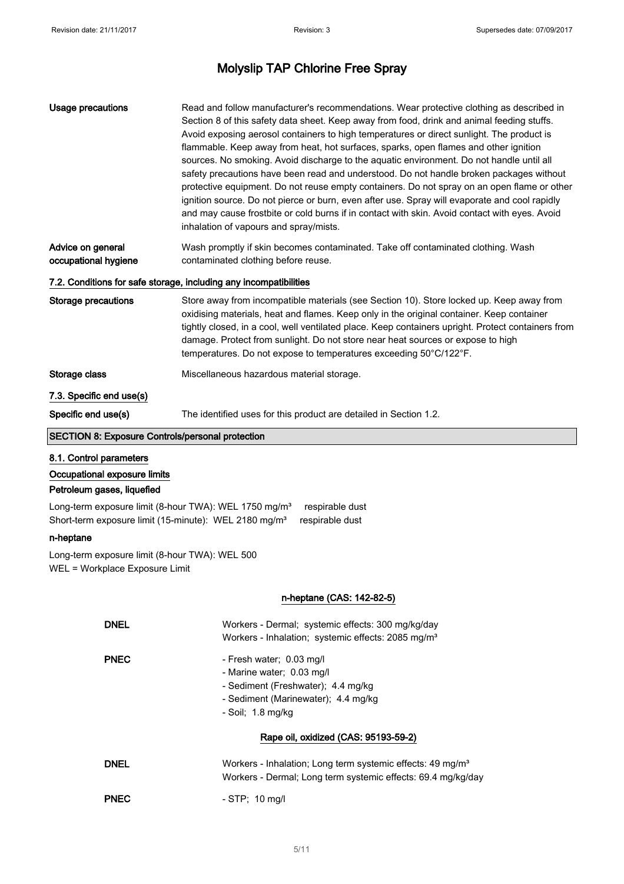# Molyslip TAP Chlorine Free Spray

| | |
|---|---|
| **Usage precautions** | Read and follow manufacturer's recommendations. Wear protective clothing as described in Section 8 of this safety data sheet. Keep away from food, drink and animal feeding stuffs. Avoid exposing aerosol containers to high temperatures or direct sunlight. The product is flammable. Keep away from heat, hot surfaces, sparks, open flames and other ignition sources. No smoking. Avoid discharge to the aquatic environment. Do not handle until all safety precautions have been read and understood. Do not handle broken packages without protective equipment. Do not reuse empty containers. Do not spray on an open flame or other ignition source. Do not pierce or burn, even after use. Spray will evaporate and cool rapidly and may cause frostbite or cold burns if in contact with skin. Avoid contact with eyes. Avoid inhalation of vapours and spray/mists. |
| **Advice on general occupational hygiene** | Wash promptly if skin becomes contaminated. Take off contaminated clothing. Wash contaminated clothing before reuse. |

### 7.2. Conditions for safe storage, including any incompatibilities

| | |
|---|---|
| **Storage precautions** | Store away from incompatible materials (see Section 10). Store locked up. Keep away from oxidising materials, heat and flames. Keep only in the original container. Keep container tightly closed, in a cool, well ventilated place. Keep containers upright. Protect containers from damage. Protect from sunlight. Do not store near heat sources or expose to high temperatures. Do not expose to temperatures exceeding 50°C/122°F. |
| **Storage class** | Miscellaneous hazardous material storage. |

### 7.3. Specific end use(s)

| | |
|---|---|
| **Specific end use(s)** | The identified uses for this product are detailed in Section 1.2. |

## SECTION 8: Exposure Controls/personal protection

### 8.1. Control parameters

**Occupational exposure limits**

**Petroleum gases, liquefied**

Long-term exposure limit (8-hour TWA): WEL 1750 mg/m³ respirable dust
Short-term exposure limit (15-minute): WEL 2180 mg/m³ respirable dust

**n-heptane**

Long-term exposure limit (8-hour TWA): WEL 500
WEL = Workplace Exposure Limit

**n-heptane (CAS: 142-82-5)**

| | |
|---|---|
| **DNEL** | Workers - Dermal; systemic effects: 300 mg/kg/day<br>Workers - Inhalation; systemic effects: 2085 mg/m³ |
| **PNEC** | - Fresh water; 0.03 mg/l<br>- Marine water; 0.03 mg/l<br>- Sediment (Freshwater); 4.4 mg/kg<br>- Sediment (Marinewater); 4.4 mg/kg<br>- Soil; 1.8 mg/kg |

**Rape oil, oxidized (CAS: 95193-59-2)**

| | |
|---|---|
| **DNEL** | Workers - Inhalation; Long term systemic effects: 49 mg/m³<br>Workers - Dermal; Long term systemic effects: 69.4 mg/kg/day |
| **PNEC** | - STP; 10 mg/l |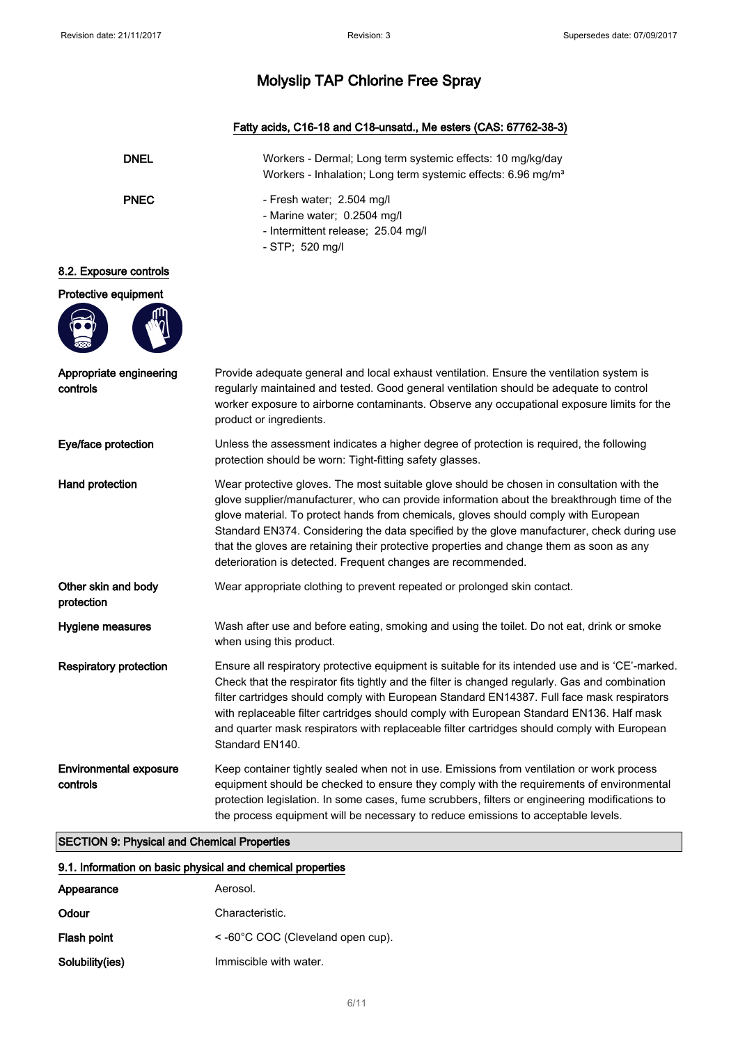# Molyslip TAP Chlorine Free Spray

**Fatty acids, C16-18 and C18-unsatd., Me esters (CAS: 67762-38-3)**

| | |
|---|---|
| **DNEL** | Workers - Dermal; Long term systemic effects: 10 mg/kg/day<br>Workers - Inhalation; Long term systemic effects: 6.96 mg/m³ |
| **PNEC** | - Fresh water; 2.504 mg/l<br>- Marine water; 0.2504 mg/l<br>- Intermittent release; 25.04 mg/l<br>- STP; 520 mg/l |

### 8.2. Exposure controls

**Protective equipment**

**Appropriate engineering controls**
Provide adequate general and local exhaust ventilation. Ensure the ventilation system is regularly maintained and tested. Good general ventilation should be adequate to control worker exposure to airborne contaminants. Observe any occupational exposure limits for the product or ingredients.

**Eye/face protection**
Unless the assessment indicates a higher degree of protection is required, the following protection should be worn: Tight-fitting safety glasses.

**Hand protection**
Wear protective gloves. The most suitable glove should be chosen in consultation with the glove supplier/manufacturer, who can provide information about the breakthrough time of the glove material. To protect hands from chemicals, gloves should comply with European Standard EN374. Considering the data specified by the glove manufacturer, check during use that the gloves are retaining their protective properties and change them as soon as any deterioration is detected. Frequent changes are recommended.

**Other skin and body protection**
Wear appropriate clothing to prevent repeated or prolonged skin contact.

**Hygiene measures**
Wash after use and before eating, smoking and using the toilet. Do not eat, drink or smoke when using this product.

**Respiratory protection**
Ensure all respiratory protective equipment is suitable for its intended use and is 'CE'-marked. Check that the respirator fits tightly and the filter is changed regularly. Gas and combination filter cartridges should comply with European Standard EN14387. Full face mask respirators with replaceable filter cartridges should comply with European Standard EN136. Half mask and quarter mask respirators with replaceable filter cartridges should comply with European Standard EN140.

**Environmental exposure controls**
Keep container tightly sealed when not in use. Emissions from ventilation or work process equipment should be checked to ensure they comply with the requirements of environmental protection legislation. In some cases, fume scrubbers, filters or engineering modifications to the process equipment will be necessary to reduce emissions to acceptable levels.

## SECTION 9: Physical and Chemical Properties

### 9.1. Information on basic physical and chemical properties

| | |
|---|---|
| **Appearance** | Aerosol. |
| **Odour** | Characteristic. |
| **Flash point** | < -60°C COC (Cleveland open cup). |
| **Solubility(ies)** | Immiscible with water. |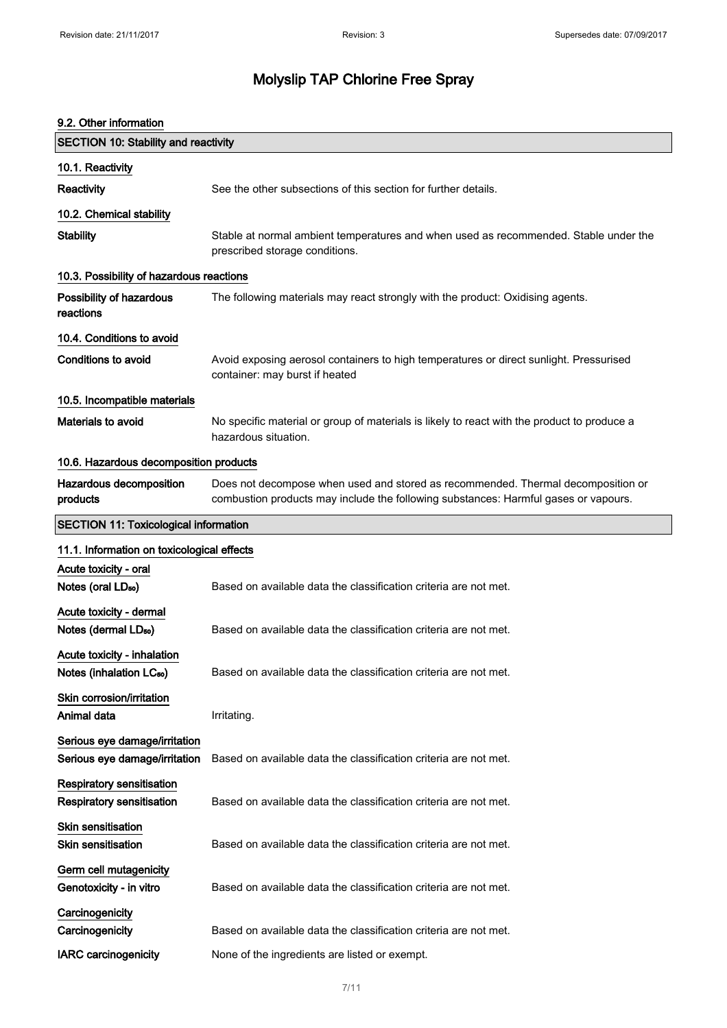# Molyslip TAP Chlorine Free Spray

### 9.2. Other information

## SECTION 10: Stability and reactivity

### 10.1. Reactivity

**Reactivity** See the other subsections of this section for further details.

### 10.2. Chemical stability

**Stability** Stable at normal ambient temperatures and when used as recommended. Stable under the prescribed storage conditions.

### 10.3. Possibility of hazardous reactions

**Possibility of hazardous reactions** The following materials may react strongly with the product: Oxidising agents.

### 10.4. Conditions to avoid

**Conditions to avoid** Avoid exposing aerosol containers to high temperatures or direct sunlight. Pressurised container: may burst if heated

### 10.5. Incompatible materials

**Materials to avoid** No specific material or group of materials is likely to react with the product to produce a hazardous situation.

### 10.6. Hazardous decomposition products

**Hazardous decomposition products** Does not decompose when used and stored as recommended. Thermal decomposition or combustion products may include the following substances: Harmful gases or vapours.

## SECTION 11: Toxicological information

### 11.1. Information on toxicological effects

**Acute toxicity - oral**

**Notes (oral $LD_{50}$)** Based on available data the classification criteria are not met.

**Acute toxicity - dermal**

**Notes (dermal $LD_{50}$)** Based on available data the classification criteria are not met.

**Acute toxicity - inhalation**

**Notes (inhalation $LC_{50}$)** Based on available data the classification criteria are not met.

**Skin corrosion/irritation**

**Animal data** Irritating.

**Serious eye damage/irritation**

**Serious eye damage/irritation** Based on available data the classification criteria are not met.

**Respiratory sensitisation**

**Respiratory sensitisation** Based on available data the classification criteria are not met.

**Skin sensitisation**

**Skin sensitisation** Based on available data the classification criteria are not met.

**Germ cell mutagenicity**

**Genotoxicity - in vitro** Based on available data the classification criteria are not met.

**Carcinogenicity**

**Carcinogenicity** Based on available data the classification criteria are not met.

**IARC carcinogenicity** None of the ingredients are listed or exempt.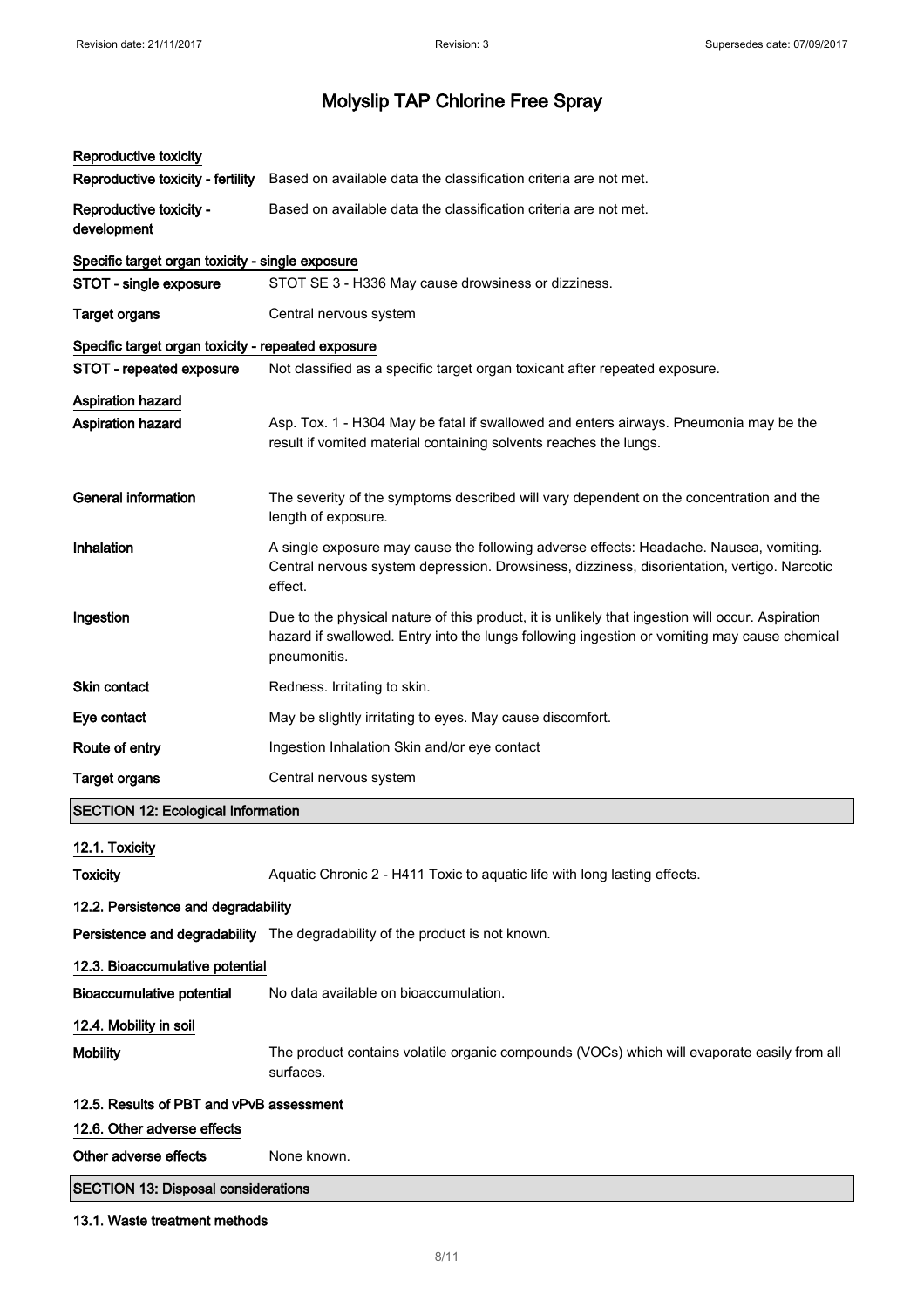# Molyslip TAP Chlorine Free Spray

**Reproductive toxicity**

| | |
|---|---|
| **Reproductive toxicity - fertility** | Based on available data the classification criteria are not met. |
| **Reproductive toxicity - development** | Based on available data the classification criteria are not met. |

**Specific target organ toxicity - single exposure**

| | |
|---|---|
| **STOT - single exposure** | STOT SE 3 - H336 May cause drowsiness or dizziness. |
| **Target organs** | Central nervous system |

**Specific target organ toxicity - repeated exposure**

| | |
|---|---|
| **STOT - repeated exposure** | Not classified as a specific target organ toxicant after repeated exposure. |

**Aspiration hazard**

| | |
|---|---|
| **Aspiration hazard** | Asp. Tox. 1 - H304 May be fatal if swallowed and enters airways. Pneumonia may be the result if vomited material containing solvents reaches the lungs. |
| **General information** | The severity of the symptoms described will vary dependent on the concentration and the length of exposure. |
| **Inhalation** | A single exposure may cause the following adverse effects: Headache. Nausea, vomiting. Central nervous system depression. Drowsiness, dizziness, disorientation, vertigo. Narcotic effect. |
| **Ingestion** | Due to the physical nature of this product, it is unlikely that ingestion will occur. Aspiration hazard if swallowed. Entry into the lungs following ingestion or vomiting may cause chemical pneumonitis. |
| **Skin contact** | Redness. Irritating to skin. |
| **Eye contact** | May be slightly irritating to eyes. May cause discomfort. |
| **Route of entry** | Ingestion Inhalation Skin and/or eye contact |
| **Target organs** | Central nervous system |

## SECTION 12: Ecological Information

### 12.1. Toxicity

| | |
|---|---|
| **Toxicity** | Aquatic Chronic 2 - H411 Toxic to aquatic life with long lasting effects. |

### 12.2. Persistence and degradability

| | |
|---|---|
| **Persistence and degradability** | The degradability of the product is not known. |

### 12.3. Bioaccumulative potential

| | |
|---|---|
| **Bioaccumulative potential** | No data available on bioaccumulation. |

### 12.4. Mobility in soil

| | |
|---|---|
| **Mobility** | The product contains volatile organic compounds (VOCs) which will evaporate easily from all surfaces. |

### 12.5. Results of PBT and vPvB assessment

### 12.6. Other adverse effects

| | |
|---|---|
| **Other adverse effects** | None known. |

## SECTION 13: Disposal considerations

### 13.1. Waste treatment methods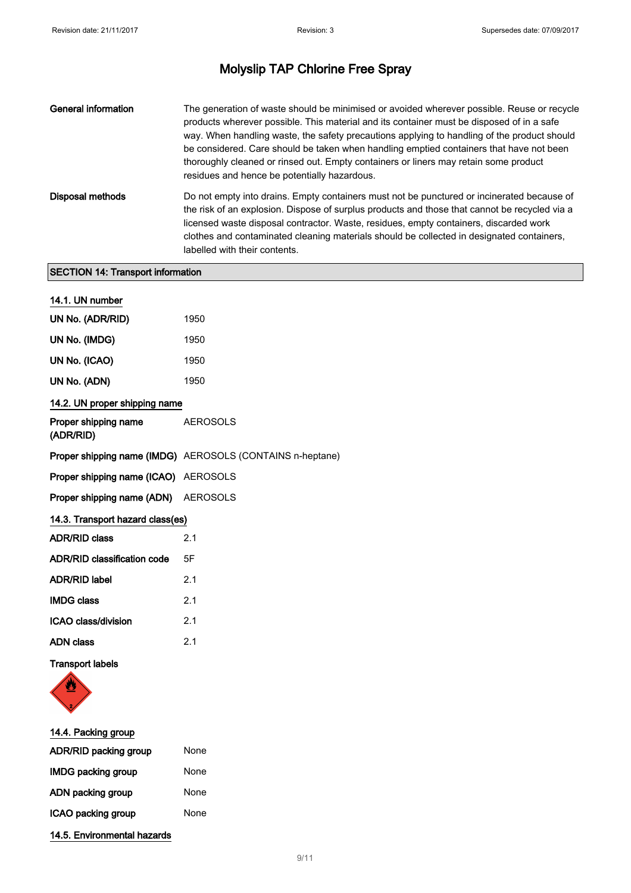# Molyslip TAP Chlorine Free Spray

| | |
|---|---|
| **General information** | The generation of waste should be minimised or avoided wherever possible. Reuse or recycle products wherever possible. This material and its container must be disposed of in a safe way. When handling waste, the safety precautions applying to handling of the product should be considered. Care should be taken when handling emptied containers that have not been thoroughly cleaned or rinsed out. Empty containers or liners may retain some product residues and hence be potentially hazardous. |
| **Disposal methods** | Do not empty into drains. Empty containers must not be punctured or incinerated because of the risk of an explosion. Dispose of surplus products and those that cannot be recycled via a licensed waste disposal contractor. Waste, residues, empty containers, discarded work clothes and contaminated cleaning materials should be collected in designated containers, labelled with their contents. |

## SECTION 14: Transport information

### 14.1. UN number

| | |
|---|---|
| **UN No. (ADR/RID)** | 1950 |
| **UN No. (IMDG)** | 1950 |
| **UN No. (ICAO)** | 1950 |
| **UN No. (ADN)** | 1950 |

### 14.2. UN proper shipping name

| | |
|---|---|
| **Proper shipping name (ADR/RID)** | AEROSOLS |
| **Proper shipping name (IMDG)** | AEROSOLS (CONTAINS n-heptane) |
| **Proper shipping name (ICAO)** | AEROSOLS |
| **Proper shipping name (ADN)** | AEROSOLS |

### 14.3. Transport hazard class(es)

| | |
|---|---|
| **ADR/RID class** | 2.1 |
| **ADR/RID classification code** | 5F |
| **ADR/RID label** | 2.1 |
| **IMDG class** | 2.1 |
| **ICAO class/division** | 2.1 |
| **ADN class** | 2.1 |

**Transport labels**

### 14.4. Packing group

| | |
|---|---|
| **ADR/RID packing group** | None |
| **IMDG packing group** | None |
| **ADN packing group** | None |
| **ICAO packing group** | None |

### 14.5. Environmental hazards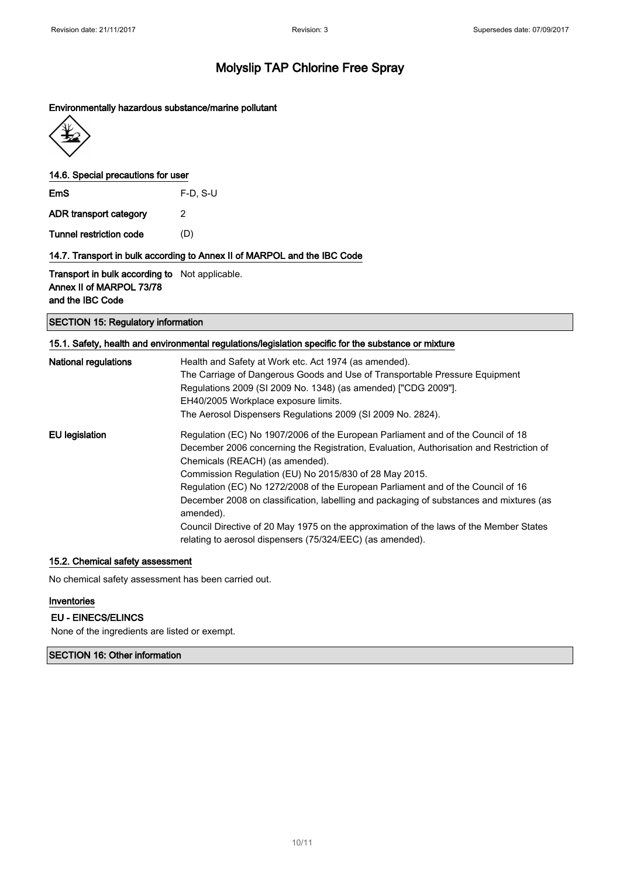#### Environmentally hazardous substance/marine pollutant

#### 14.6. Special precautions for user

| | |
|---|---|
| **EmS** | F-D, S-U |
| **ADR transport category** | 2 |
| **Tunnel restriction code** | (D) |

#### 14.7. Transport in bulk according to Annex II of MARPOL and the IBC Code

| | |
|---|---|
| **Transport in bulk according to Annex II of MARPOL 73/78 and the IBC Code** | Not applicable. |

## SECTION 15: Regulatory information

#### 15.1. Safety, health and environmental regulations/legislation specific for the substance or mixture

**National regulations**

Health and Safety at Work etc. Act 1974 (as amended).
The Carriage of Dangerous Goods and Use of Transportable Pressure Equipment Regulations 2009 (SI 2009 No. 1348) (as amended) ["CDG 2009"].
EH40/2005 Workplace exposure limits.
The Aerosol Dispensers Regulations 2009 (SI 2009 No. 2824).

**EU legislation**

Regulation (EC) No 1907/2006 of the European Parliament and of the Council of 18 December 2006 concerning the Registration, Evaluation, Authorisation and Restriction of Chemicals (REACH) (as amended).
Commission Regulation (EU) No 2015/830 of 28 May 2015.
Regulation (EC) No 1272/2008 of the European Parliament and of the Council of 16 December 2008 on classification, labelling and packaging of substances and mixtures (as amended).
Council Directive of 20 May 1975 on the approximation of the laws of the Member States relating to aerosol dispensers (75/324/EEC) (as amended).

#### 15.2. Chemical safety assessment

No chemical safety assessment has been carried out.

#### Inventories

**EU - EINECS/ELINCS**

None of the ingredients are listed or exempt.

## SECTION 16: Other information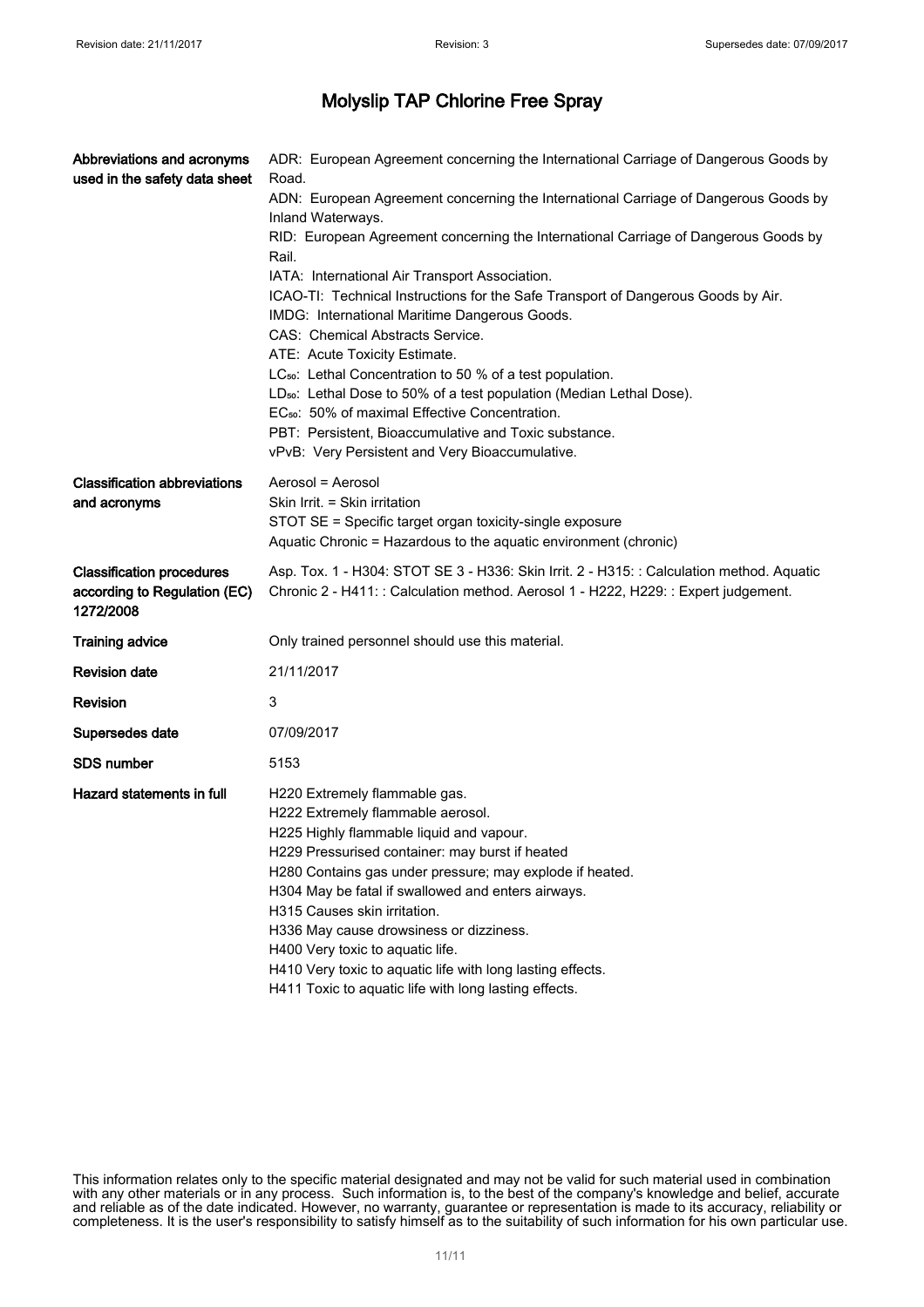# Molyslip TAP Chlorine Free Spray

| | |
|---|---|
| **Abbreviations and acronyms used in the safety data sheet** | ADR: European Agreement concerning the International Carriage of Dangerous Goods by Road.<br>ADN: European Agreement concerning the International Carriage of Dangerous Goods by Inland Waterways.<br>RID: European Agreement concerning the International Carriage of Dangerous Goods by Rail.<br>IATA: International Air Transport Association.<br>ICAO-TI: Technical Instructions for the Safe Transport of Dangerous Goods by Air.<br>IMDG: International Maritime Dangerous Goods.<br>CAS: Chemical Abstracts Service.<br>ATE: Acute Toxicity Estimate.<br>$LC_{50}$: Lethal Concentration to 50 % of a test population.<br>$LD_{50}$: Lethal Dose to 50% of a test population (Median Lethal Dose).<br>$EC_{50}$: 50% of maximal Effective Concentration.<br>PBT: Persistent, Bioaccumulative and Toxic substance.<br>vPvB: Very Persistent and Very Bioaccumulative. |
| **Classification abbreviations and acronyms** | Aerosol = Aerosol<br>Skin Irrit. = Skin irritation<br>STOT SE = Specific target organ toxicity-single exposure<br>Aquatic Chronic = Hazardous to the aquatic environment (chronic) |
| **Classification procedures according to Regulation (EC) 1272/2008** | Asp. Tox. 1 - H304: STOT SE 3 - H336: Skin Irrit. 2 - H315: : Calculation method. Aquatic Chronic 2 - H411: : Calculation method. Aerosol 1 - H222, H229: : Expert judgement. |
| **Training advice** | Only trained personnel should use this material. |
| **Revision date** | 21/11/2017 |
| **Revision** | 3 |
| **Supersedes date** | 07/09/2017 |
| **SDS number** | 5153 |
| **Hazard statements in full** | H220 Extremely flammable gas.<br>H222 Extremely flammable aerosol.<br>H225 Highly flammable liquid and vapour.<br>H229 Pressurised container: may burst if heated<br>H280 Contains gas under pressure; may explode if heated.<br>H304 May be fatal if swallowed and enters airways.<br>H315 Causes skin irritation.<br>H336 May cause drowsiness or dizziness.<br>H400 Very toxic to aquatic life.<br>H410 Very toxic to aquatic life with long lasting effects.<br>H411 Toxic to aquatic life with long lasting effects. |

This information relates only to the specific material designated and may not be valid for such material used in combination with any other materials or in any process. Such information is, to the best of the company's knowledge and belief, accurate and reliable as of the date indicated. However, no warranty, guarantee or representation is made to its accuracy, reliability or completeness. It is the user's responsibility to satisfy himself as to the suitability of such information for his own particular use.